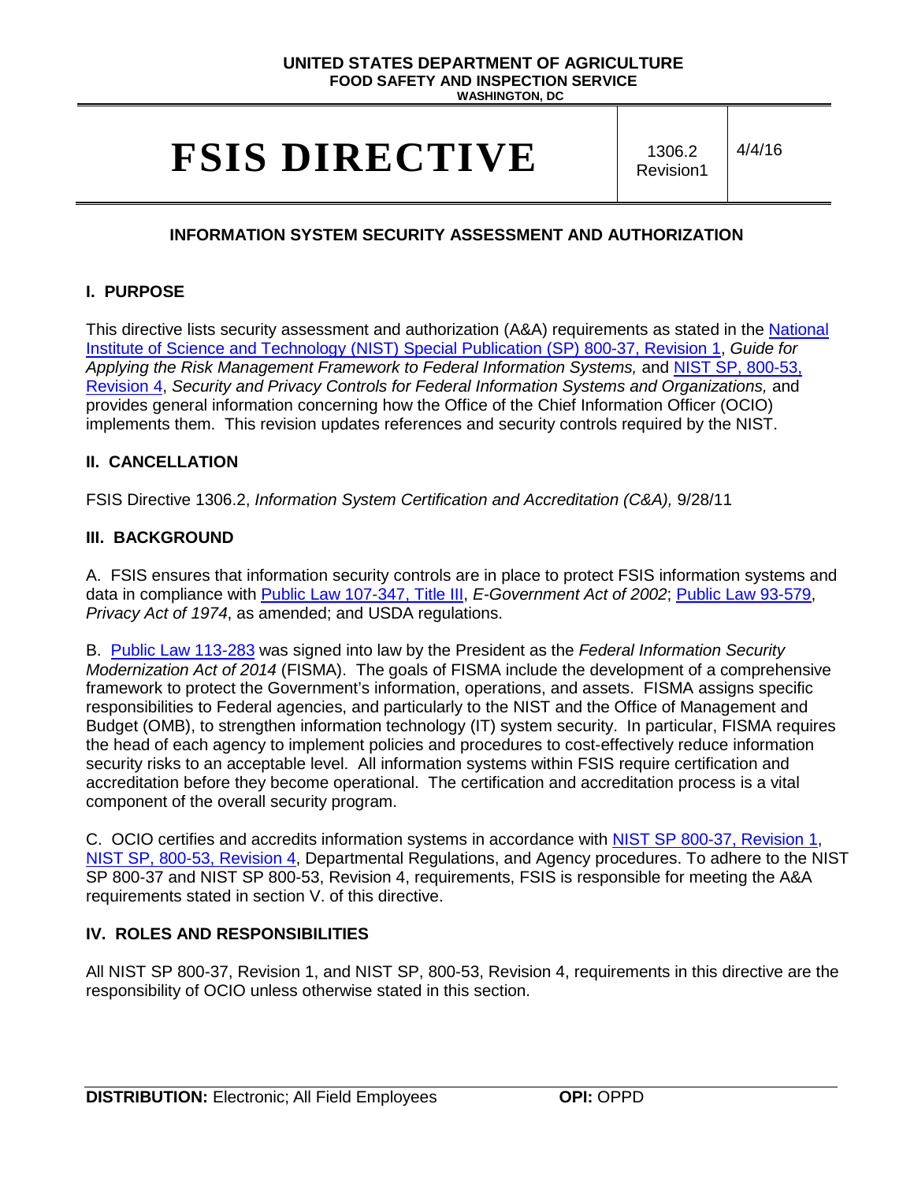**UNITED STATES DEPARTMENT OF AGRICULTURE**
**FOOD SAFETY AND INSPECTION SERVICE**
**WASHINGTON, DC**

# FSIS DIRECTIVE

1306.2 Revision1 | 4/4/16

## INFORMATION SYSTEM SECURITY ASSESSMENT AND AUTHORIZATION

### I. PURPOSE

This directive lists security assessment and authorization (A&A) requirements as stated in the National Institute of Science and Technology (NIST) Special Publication (SP) 800-37, Revision 1, *Guide for Applying the Risk Management Framework to Federal Information Systems,* and NIST SP, 800-53, Revision 4, *Security and Privacy Controls for Federal Information Systems and Organizations,* and provides general information concerning how the Office of the Chief Information Officer (OCIO) implements them. This revision updates references and security controls required by the NIST.

### II. CANCELLATION

FSIS Directive 1306.2, *Information System Certification and Accreditation (C&A),* 9/28/11

### III. BACKGROUND

A. FSIS ensures that information security controls are in place to protect FSIS information systems and data in compliance with Public Law 107-347, Title III, *E-Government Act of 2002*; Public Law 93-579, *Privacy Act of 1974*, as amended; and USDA regulations.

B. Public Law 113-283 was signed into law by the President as the *Federal Information Security Modernization Act of 2014* (FISMA). The goals of FISMA include the development of a comprehensive framework to protect the Government's information, operations, and assets. FISMA assigns specific responsibilities to Federal agencies, and particularly to the NIST and the Office of Management and Budget (OMB), to strengthen information technology (IT) system security. In particular, FISMA requires the head of each agency to implement policies and procedures to cost-effectively reduce information security risks to an acceptable level. All information systems within FSIS require certification and accreditation before they become operational. The certification and accreditation process is a vital component of the overall security program.

C. OCIO certifies and accredits information systems in accordance with NIST SP 800-37, Revision 1, NIST SP, 800-53, Revision 4, Departmental Regulations, and Agency procedures. To adhere to the NIST SP 800-37 and NIST SP 800-53, Revision 4, requirements, FSIS is responsible for meeting the A&A requirements stated in section V. of this directive.

### IV. ROLES AND RESPONSIBILITIES

All NIST SP 800-37, Revision 1, and NIST SP, 800-53, Revision 4, requirements in this directive are the responsibility of OCIO unless otherwise stated in this section.

**DISTRIBUTION:** Electronic; All Field Employees **OPI:** OPPD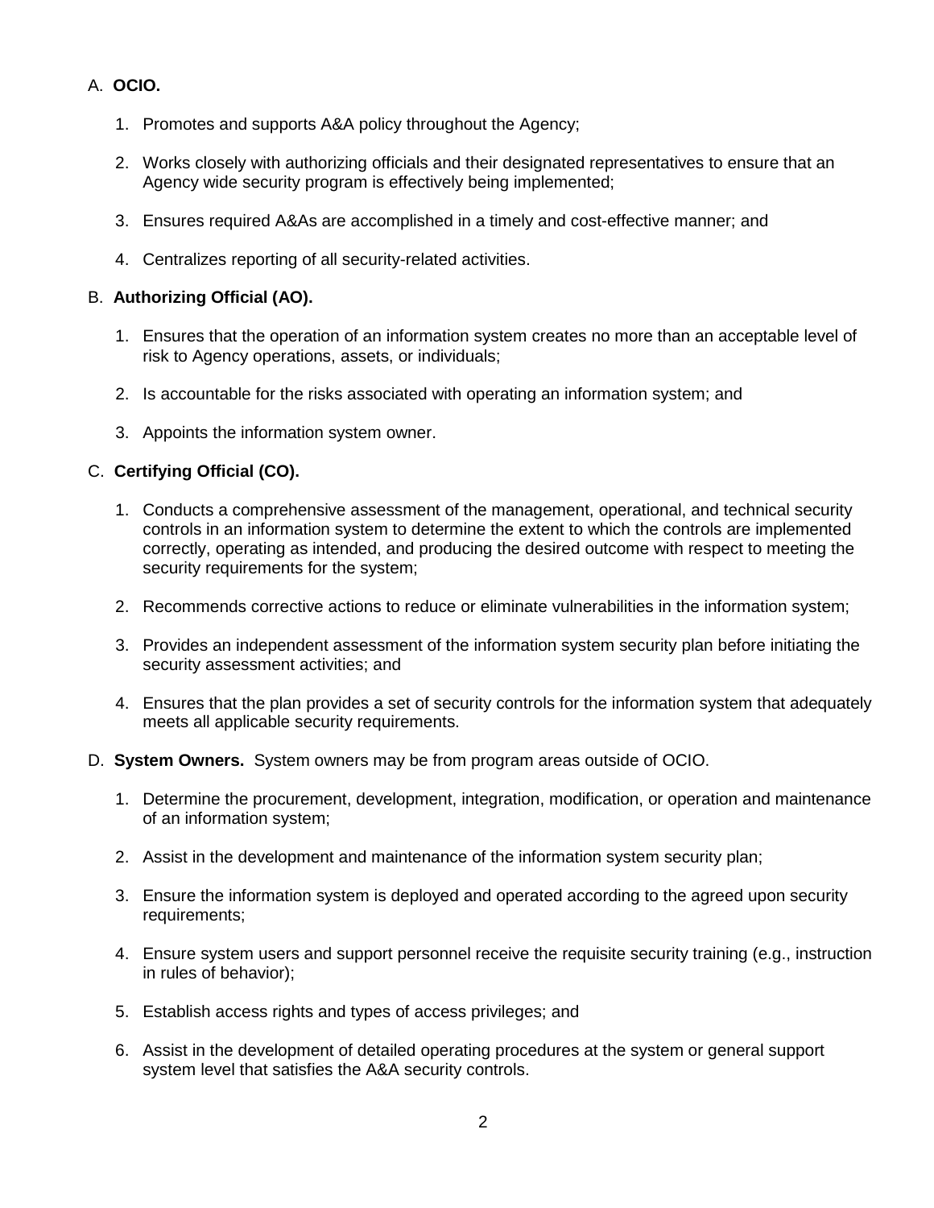A. **OCIO.**

1. Promotes and supports A&A policy throughout the Agency;

2. Works closely with authorizing officials and their designated representatives to ensure that an Agency wide security program is effectively being implemented;

3. Ensures required A&As are accomplished in a timely and cost-effective manner; and

4. Centralizes reporting of all security-related activities.

B. **Authorizing Official (AO).**

1. Ensures that the operation of an information system creates no more than an acceptable level of risk to Agency operations, assets, or individuals;

2. Is accountable for the risks associated with operating an information system; and

3. Appoints the information system owner.

C. **Certifying Official (CO).**

1. Conducts a comprehensive assessment of the management, operational, and technical security controls in an information system to determine the extent to which the controls are implemented correctly, operating as intended, and producing the desired outcome with respect to meeting the security requirements for the system;

2. Recommends corrective actions to reduce or eliminate vulnerabilities in the information system;

3. Provides an independent assessment of the information system security plan before initiating the security assessment activities; and

4. Ensures that the plan provides a set of security controls for the information system that adequately meets all applicable security requirements.

D. **System Owners.** System owners may be from program areas outside of OCIO.

1. Determine the procurement, development, integration, modification, or operation and maintenance of an information system;

2. Assist in the development and maintenance of the information system security plan;

3. Ensure the information system is deployed and operated according to the agreed upon security requirements;

4. Ensure system users and support personnel receive the requisite security training (e.g., instruction in rules of behavior);

5. Establish access rights and types of access privileges; and

6. Assist in the development of detailed operating procedures at the system or general support system level that satisfies the A&A security controls.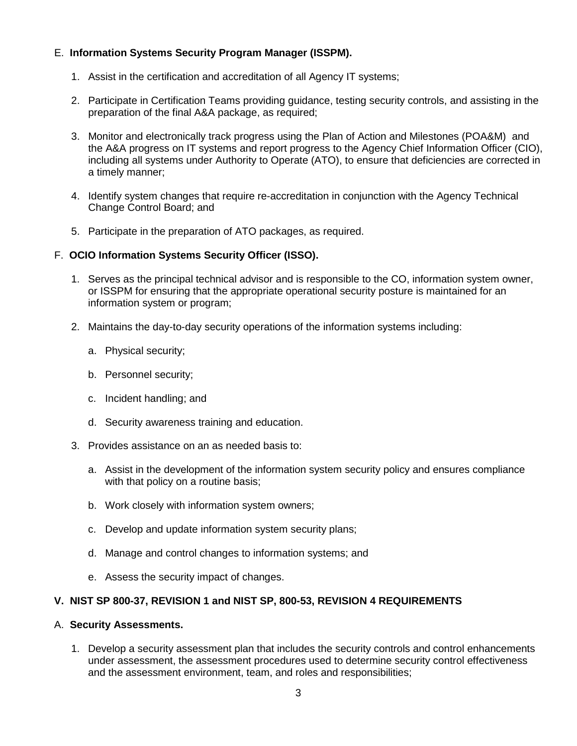E. **Information Systems Security Program Manager (ISSPM).**

1. Assist in the certification and accreditation of all Agency IT systems;

2. Participate in Certification Teams providing guidance, testing security controls, and assisting in the preparation of the final A&A package, as required;

3. Monitor and electronically track progress using the Plan of Action and Milestones (POA&M) and the A&A progress on IT systems and report progress to the Agency Chief Information Officer (CIO), including all systems under Authority to Operate (ATO), to ensure that deficiencies are corrected in a timely manner;

4. Identify system changes that require re-accreditation in conjunction with the Agency Technical Change Control Board; and

5. Participate in the preparation of ATO packages, as required.

F. **OCIO Information Systems Security Officer (ISSO).**

1. Serves as the principal technical advisor and is responsible to the CO, information system owner, or ISSPM for ensuring that the appropriate operational security posture is maintained for an information system or program;

2. Maintains the day-to-day security operations of the information systems including:

   a. Physical security;

   b. Personnel security;

   c. Incident handling; and

   d. Security awareness training and education.

3. Provides assistance on an as needed basis to:

   a. Assist in the development of the information system security policy and ensures compliance with that policy on a routine basis;

   b. Work closely with information system owners;

   c. Develop and update information system security plans;

   d. Manage and control changes to information systems; and

   e. Assess the security impact of changes.

## V. NIST SP 800-37, REVISION 1 and NIST SP, 800-53, REVISION 4 REQUIREMENTS

A. **Security Assessments.**

1. Develop a security assessment plan that includes the security controls and control enhancements under assessment, the assessment procedures used to determine security control effectiveness and the assessment environment, team, and roles and responsibilities;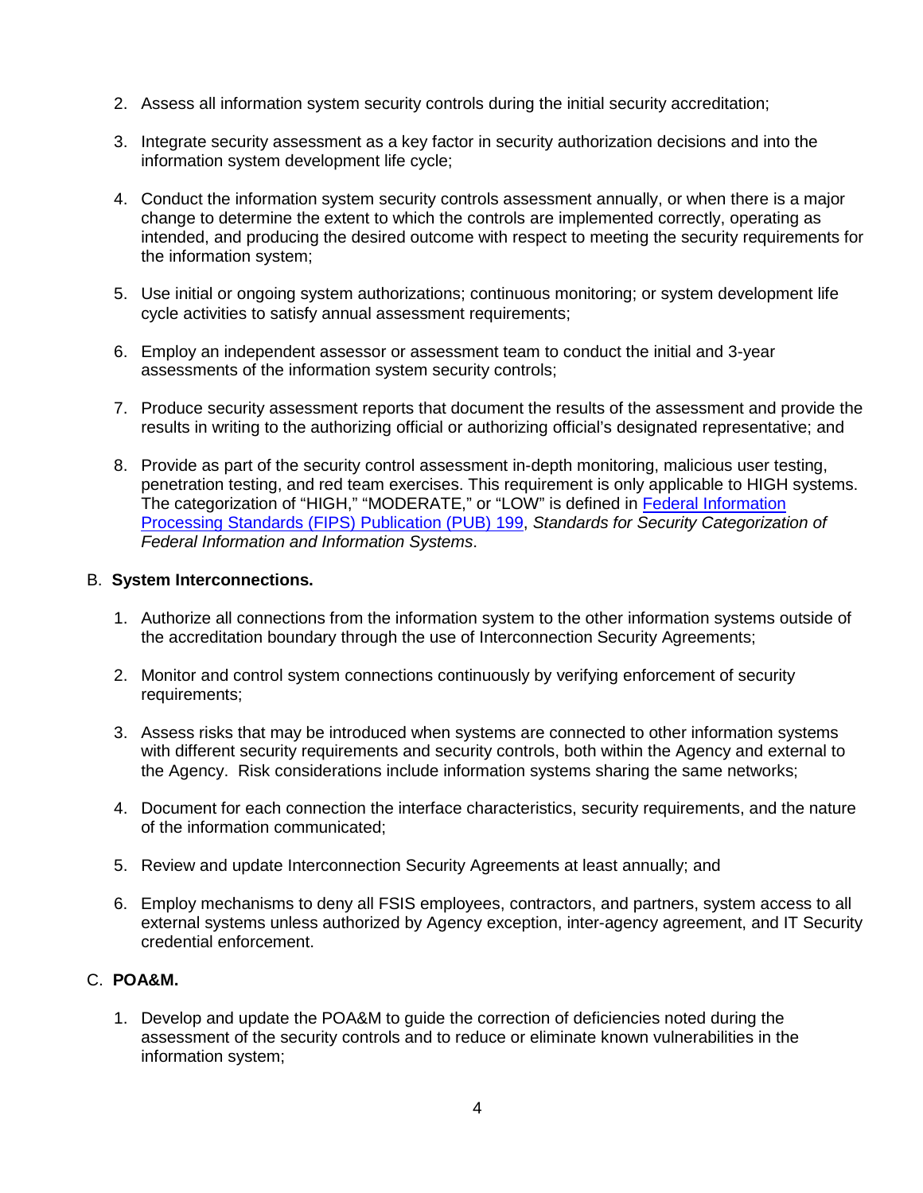2. Assess all information system security controls during the initial security accreditation;

3. Integrate security assessment as a key factor in security authorization decisions and into the information system development life cycle;

4. Conduct the information system security controls assessment annually, or when there is a major change to determine the extent to which the controls are implemented correctly, operating as intended, and producing the desired outcome with respect to meeting the security requirements for the information system;

5. Use initial or ongoing system authorizations; continuous monitoring; or system development life cycle activities to satisfy annual assessment requirements;

6. Employ an independent assessor or assessment team to conduct the initial and 3-year assessments of the information system security controls;

7. Produce security assessment reports that document the results of the assessment and provide the results in writing to the authorizing official or authorizing official's designated representative; and

8. Provide as part of the security control assessment in-depth monitoring, malicious user testing, penetration testing, and red team exercises. This requirement is only applicable to HIGH systems. The categorization of "HIGH," "MODERATE," or "LOW" is defined in [Federal Information Processing Standards (FIPS) Publication (PUB) 199](), *Standards for Security Categorization of Federal Information and Information Systems*.

B. **System Interconnections.**

1. Authorize all connections from the information system to the other information systems outside of the accreditation boundary through the use of Interconnection Security Agreements;

2. Monitor and control system connections continuously by verifying enforcement of security requirements;

3. Assess risks that may be introduced when systems are connected to other information systems with different security requirements and security controls, both within the Agency and external to the Agency. Risk considerations include information systems sharing the same networks;

4. Document for each connection the interface characteristics, security requirements, and the nature of the information communicated;

5. Review and update Interconnection Security Agreements at least annually; and

6. Employ mechanisms to deny all FSIS employees, contractors, and partners, system access to all external systems unless authorized by Agency exception, inter-agency agreement, and IT Security credential enforcement.

C. **POA&M.**

1. Develop and update the POA&M to guide the correction of deficiencies noted during the assessment of the security controls and to reduce or eliminate known vulnerabilities in the information system;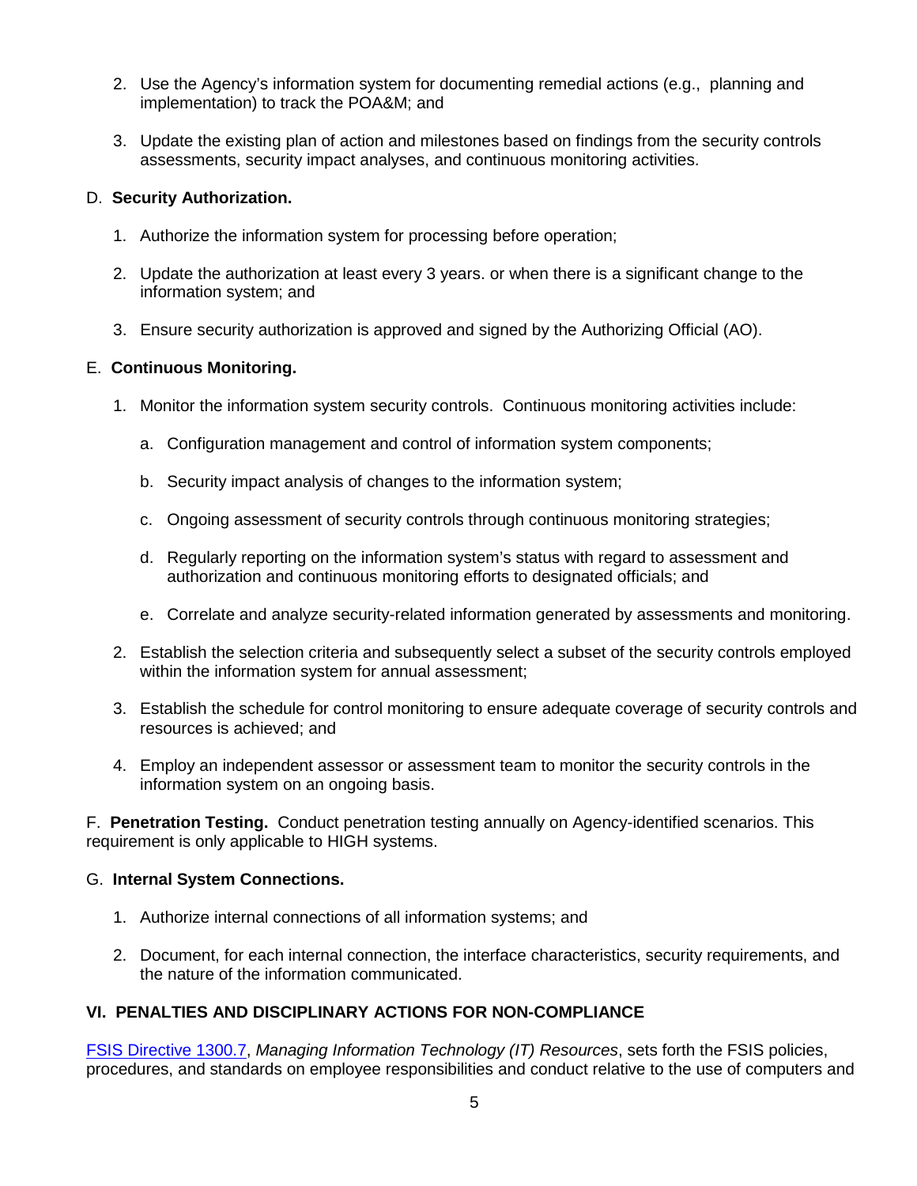2. Use the Agency's information system for documenting remedial actions (e.g., planning and implementation) to track the POA&M; and

3. Update the existing plan of action and milestones based on findings from the security controls assessments, security impact analyses, and continuous monitoring activities.

D. **Security Authorization.**

1. Authorize the information system for processing before operation;

2. Update the authorization at least every 3 years. or when there is a significant change to the information system; and

3. Ensure security authorization is approved and signed by the Authorizing Official (AO).

E. **Continuous Monitoring.**

1. Monitor the information system security controls. Continuous monitoring activities include:

   a. Configuration management and control of information system components;

   b. Security impact analysis of changes to the information system;

   c. Ongoing assessment of security controls through continuous monitoring strategies;

   d. Regularly reporting on the information system's status with regard to assessment and authorization and continuous monitoring efforts to designated officials; and

   e. Correlate and analyze security-related information generated by assessments and monitoring.

2. Establish the selection criteria and subsequently select a subset of the security controls employed within the information system for annual assessment;

3. Establish the schedule for control monitoring to ensure adequate coverage of security controls and resources is achieved; and

4. Employ an independent assessor or assessment team to monitor the security controls in the information system on an ongoing basis.

F. **Penetration Testing.** Conduct penetration testing annually on Agency-identified scenarios. This requirement is only applicable to HIGH systems.

G. **Internal System Connections.**

1. Authorize internal connections of all information systems; and

2. Document, for each internal connection, the interface characteristics, security requirements, and the nature of the information communicated.

## VI. PENALTIES AND DISCIPLINARY ACTIONS FOR NON-COMPLIANCE

FSIS Directive 1300.7, *Managing Information Technology (IT) Resources*, sets forth the FSIS policies, procedures, and standards on employee responsibilities and conduct relative to the use of computers and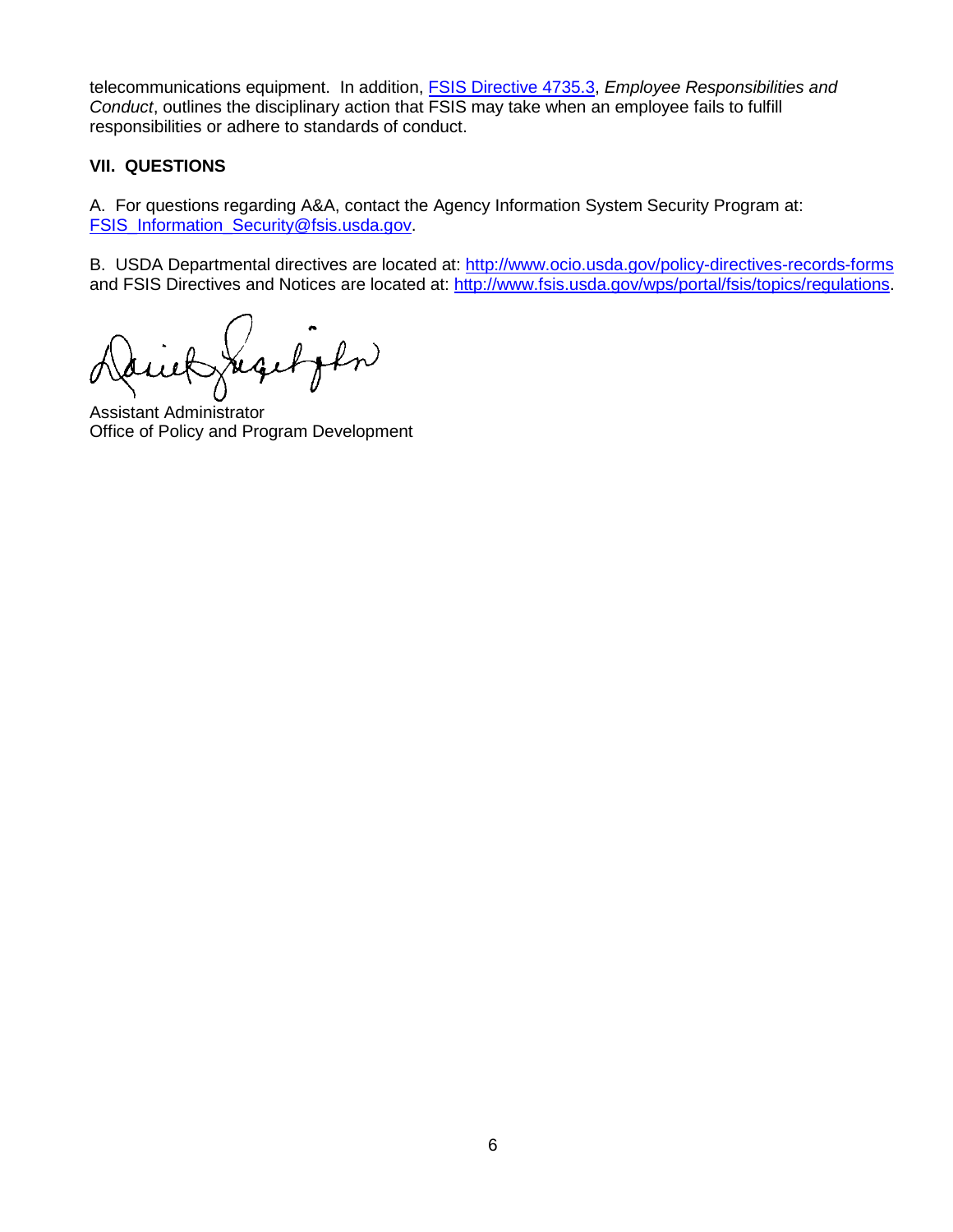telecommunications equipment. In addition, FSIS Directive 4735.3, *Employee Responsibilities and Conduct*, outlines the disciplinary action that FSIS may take when an employee fails to fulfill responsibilities or adhere to standards of conduct.

## VII. QUESTIONS

A. For questions regarding A&A, contact the Agency Information System Security Program at: FSIS_Information_Security@fsis.usda.gov.

B. USDA Departmental directives are located at: http://www.ocio.usda.gov/policy-directives-records-forms and FSIS Directives and Notices are located at: http://www.fsis.usda.gov/wps/portal/fsis/topics/regulations.

Assistant Administrator
Office of Policy and Program Development